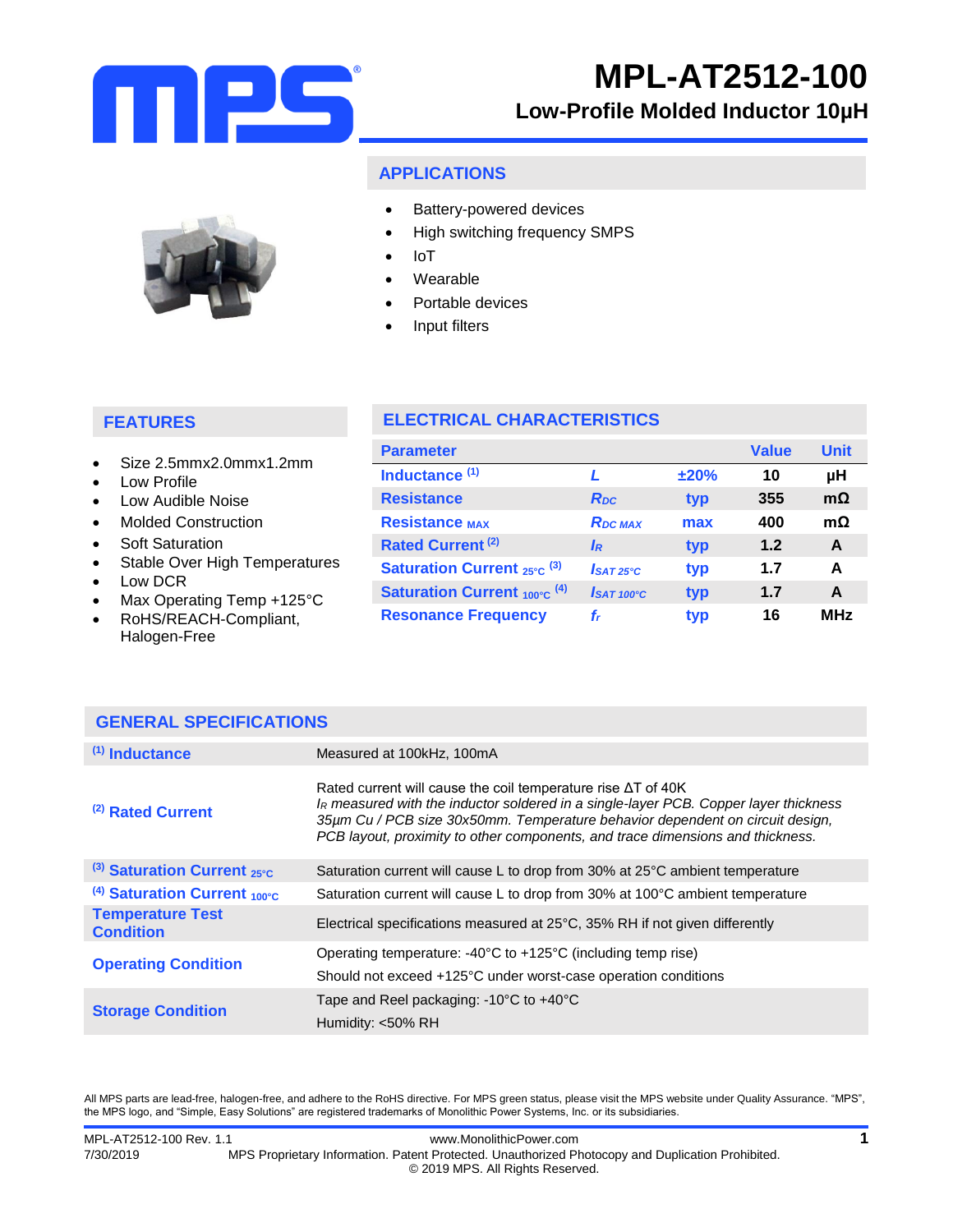# MPL-AT2512-100

## Low-Profile Molded Inductor 10µH

## APPLICATIONS

- Battery-powered devices
- High switching frequency SMPS
- IoT
- Wearable
- Portable devices
- Input filters

## FEATURES

- Size 2.5mmx2.0mmx1.2mm
- Low Profile
- Low Audible Noise
- Molded Construction
- Soft Saturation
- Stable Over High Temperatures
- Low DCR
- Max Operating Temp +125°C
- RoHS/REACH-Compliant, Halogen-Free

## ELECTRICAL CHARACTERISTICS

| Parameter | | | Value | Unit |
|---|---|---|---|---|
| Inductance [(1)] | $L$ | ±20% | 10 | µH |
| Resistance | $R_{DC}$ | typ | 355 | mΩ |
| Resistance $_{MAX}$ | $R_{DC\ MAX}$ | max | 400 | mΩ |
| Rated Current [(2)] | $I_R$ | typ | 1.2 | A |
| Saturation Current $_{25°C}$ [(3)] | $I_{SAT\ 25°C}$ | typ | 1.7 | A |
| Saturation Current $_{100°C}$ [(4)] | $I_{SAT\ 100°C}$ | typ | 1.7 | A |
| Resonance Frequency | $f_r$ | typ | 16 | MHz |

## GENERAL SPECIFICATIONS

| | |
|---|---|
| [(1)] Inductance | Measured at 100kHz, 100mA |
| [(2)] Rated Current | Rated current will cause the coil temperature rise ΔT of 40K<br>*$I_R$ measured with the inductor soldered in a single-layer PCB. Copper layer thickness 35µm Cu / PCB size 30x50mm. Temperature behavior dependent on circuit design, PCB layout, proximity to other components, and trace dimensions and thickness.* |
| [(3)] Saturation Current $_{25°C}$ | Saturation current will cause L to drop from 30% at 25°C ambient temperature |
| [(4)] Saturation Current $_{100°C}$ | Saturation current will cause L to drop from 30% at 100°C ambient temperature |
| Temperature Test Condition | Electrical specifications measured at 25°C, 35% RH if not given differently |
| Operating Condition | Operating temperature: -40°C to +125°C (including temp rise)<br>Should not exceed +125°C under worst-case operation conditions |
| Storage Condition | Tape and Reel packaging: -10°C to +40°C<br>Humidity: <50% RH |

All MPS parts are lead-free, halogen-free, and adhere to the RoHS directive. For MPS green status, please visit the MPS website under Quality Assurance. "MPS", the MPS logo, and "Simple, Easy Solutions" are registered trademarks of Monolithic Power Systems, Inc. or its subsidiaries.

MPL-AT2512-100 Rev. 1.1
7/30/2019
www.MonolithicPower.com
MPS Proprietary Information. Patent Protected. Unauthorized Photocopy and Duplication Prohibited.
© 2019 MPS. All Rights Reserved.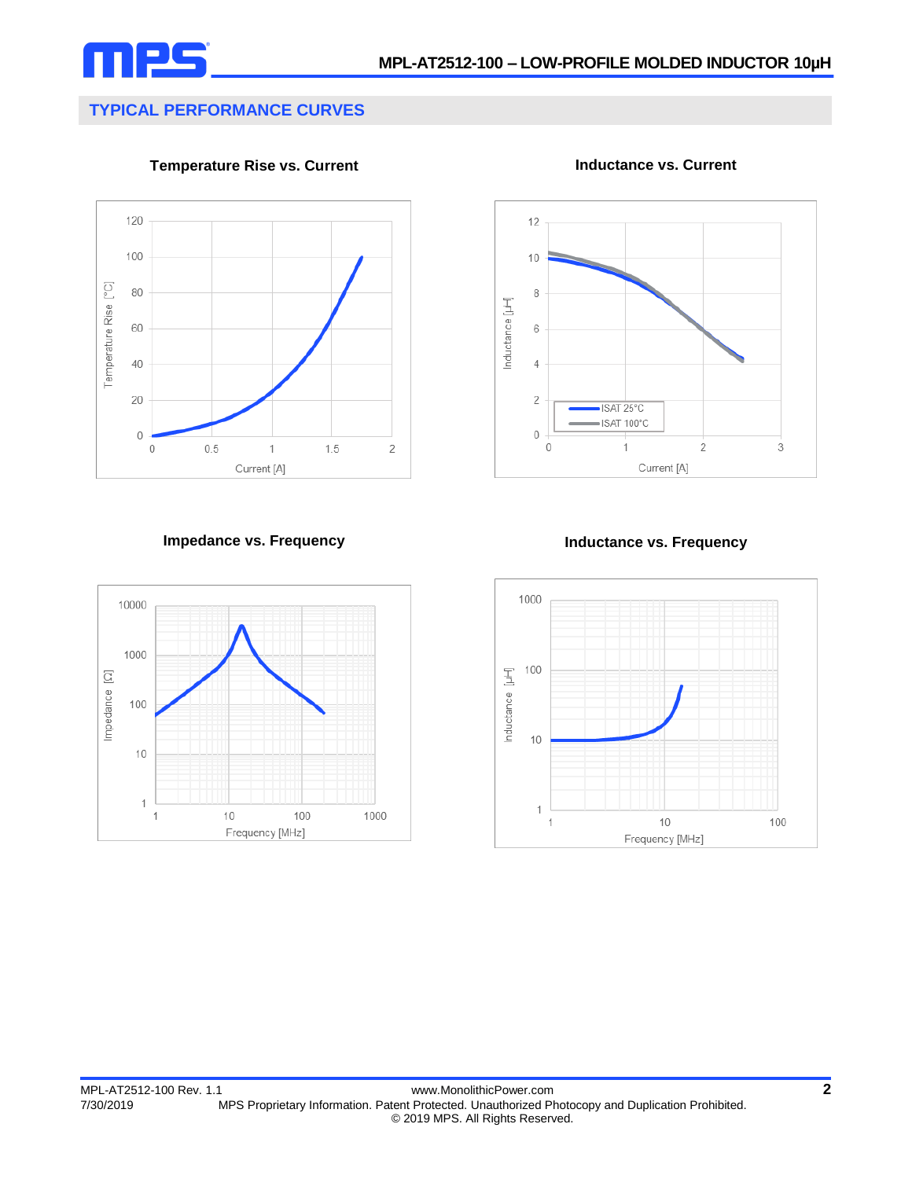## TYPICAL PERFORMANCE CURVES

**Temperature Rise vs. Current**

**Inductance vs. Current**

**Impedance vs. Frequency**

**Inductance vs. Frequency**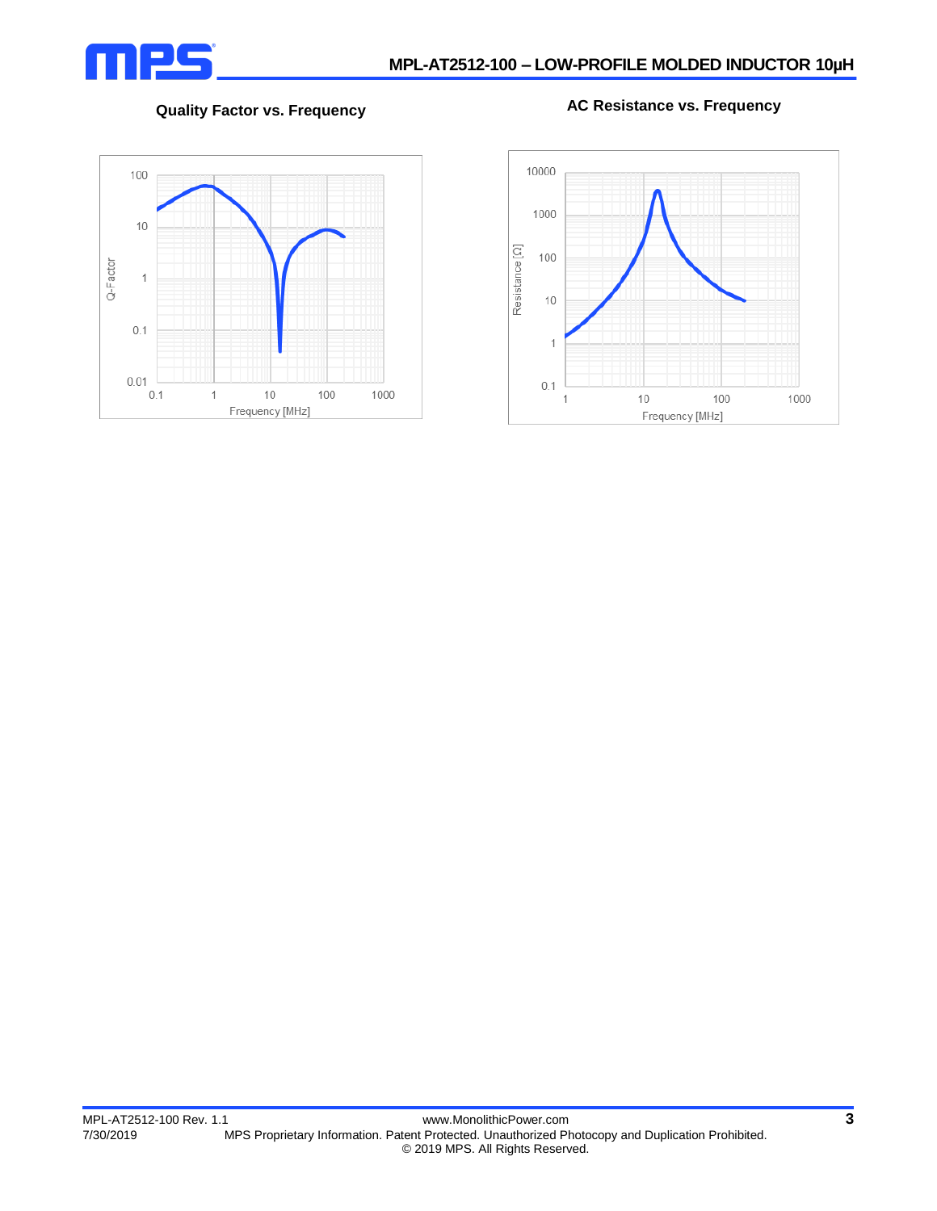**Quality Factor vs. Frequency**

**AC Resistance vs. Frequency**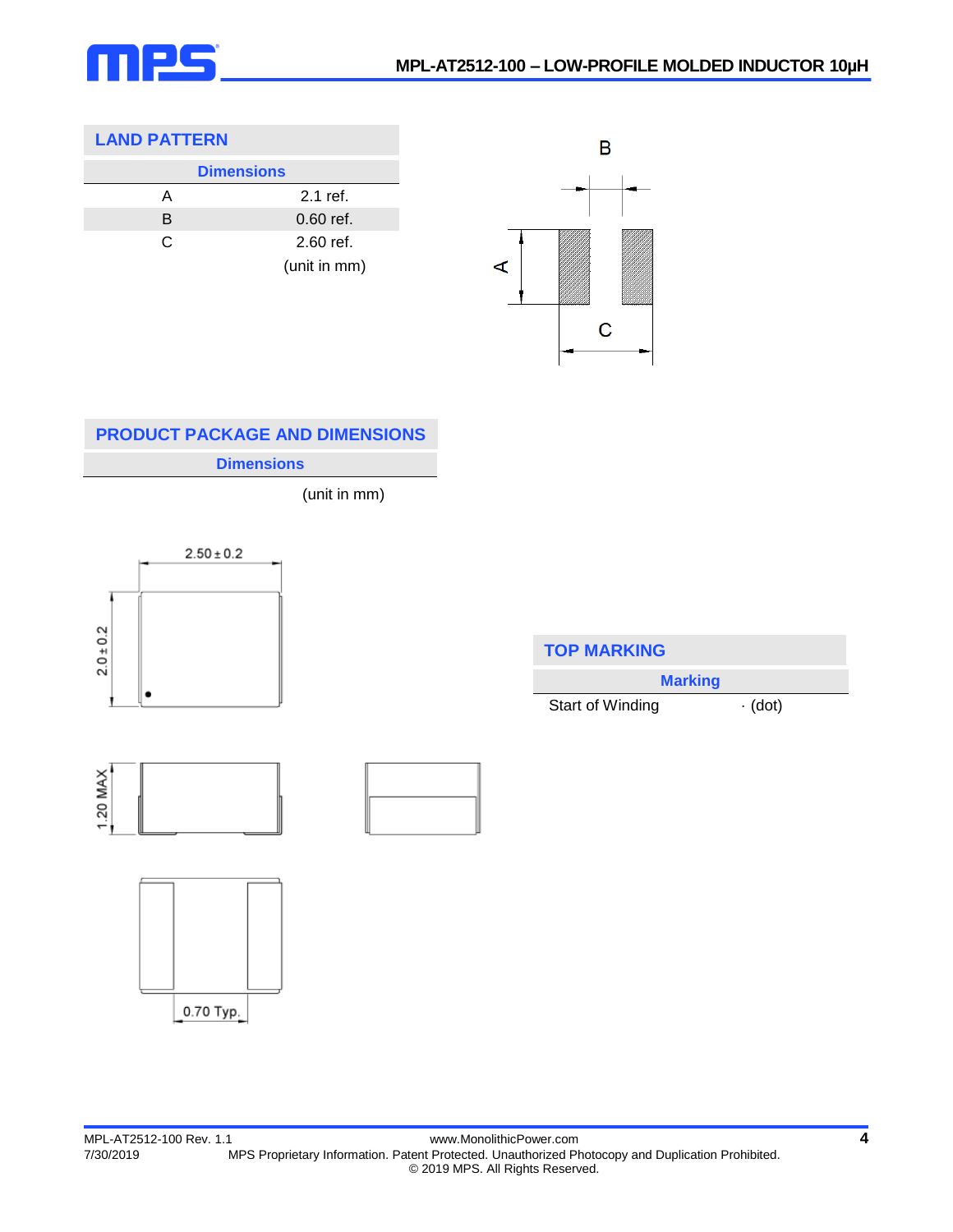## LAND PATTERN

| Dimensions | |
|---|---|
| A | 2.1 ref. |
| B | 0.60 ref. |
| C | 2.60 ref. |
| | (unit in mm) |

## PRODUCT PACKAGE AND DIMENSIONS

**Dimensions**

(unit in mm)

2.50 ± 0.2

2.0 ± 0.2

1.20 MAX

0.70 Typ.

## TOP MARKING

| Marking | |
|---|---|
| Start of Winding | · (dot) |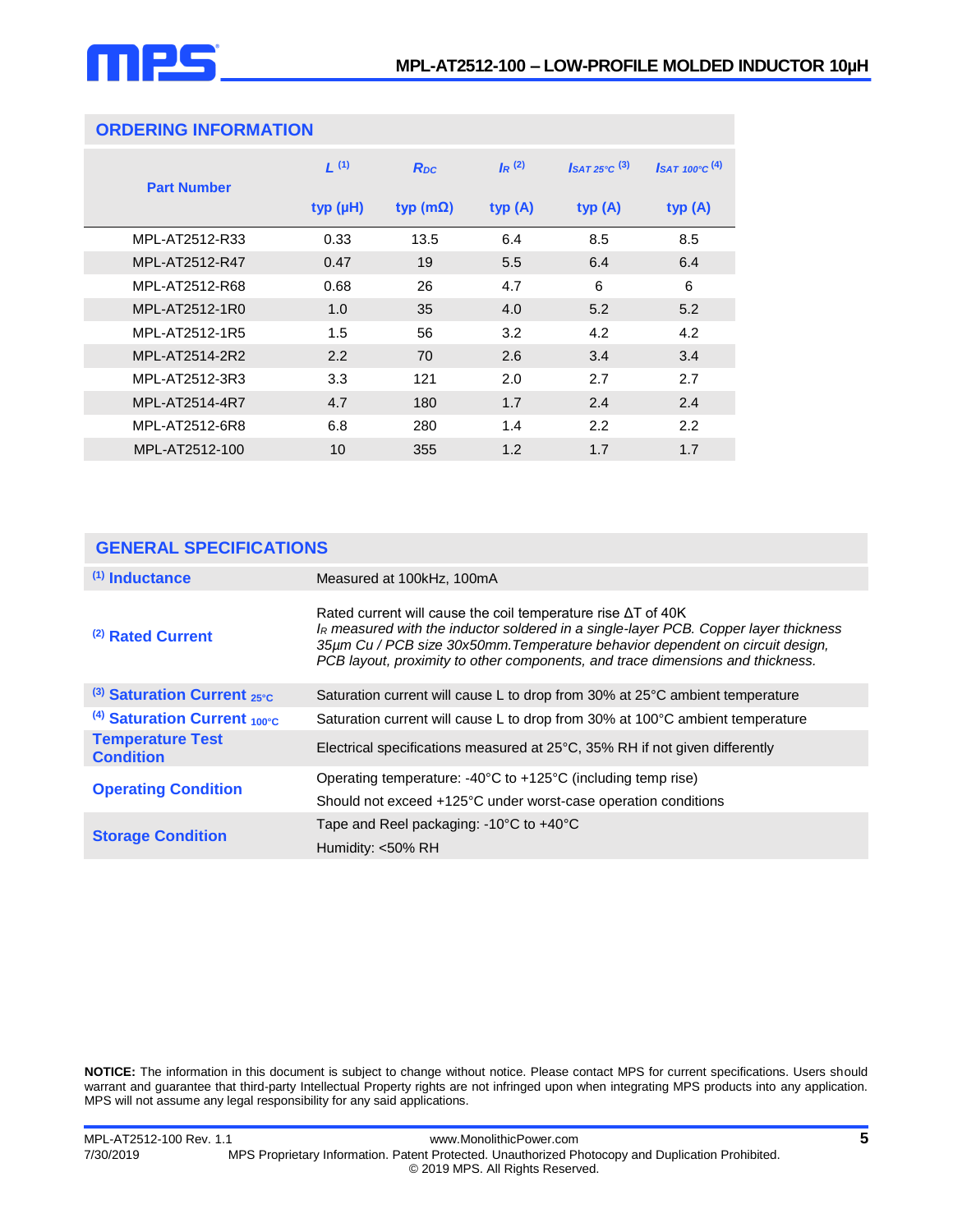## ORDERING INFORMATION

| Part Number | $L$ [1] typ (µH) | $R_{DC}$ typ (mΩ) | $I_R$ [2] typ (A) | $I_{SAT\ 25°C}$ [3] typ (A) | $I_{SAT\ 100°C}$ [4] typ (A) |
|---|---|---|---|---|---|
| MPL-AT2512-R33 | 0.33 | 13.5 | 6.4 | 8.5 | 8.5 |
| MPL-AT2512-R47 | 0.47 | 19 | 5.5 | 6.4 | 6.4 |
| MPL-AT2512-R68 | 0.68 | 26 | 4.7 | 6 | 6 |
| MPL-AT2512-1R0 | 1.0 | 35 | 4.0 | 5.2 | 5.2 |
| MPL-AT2512-1R5 | 1.5 | 56 | 3.2 | 4.2 | 4.2 |
| MPL-AT2514-2R2 | 2.2 | 70 | 2.6 | 3.4 | 3.4 |
| MPL-AT2512-3R3 | 3.3 | 121 | 2.0 | 2.7 | 2.7 |
| MPL-AT2514-4R7 | 4.7 | 180 | 1.7 | 2.4 | 2.4 |
| MPL-AT2512-6R8 | 6.8 | 280 | 1.4 | 2.2 | 2.2 |
| MPL-AT2512-100 | 10 | 355 | 1.2 | 1.7 | 1.7 |

## GENERAL SPECIFICATIONS

| | |
|---|---|
| [1] **Inductance** | Measured at 100kHz, 100mA |
| [2] **Rated Current** | Rated current will cause the coil temperature rise ΔT of 40K<br>*$I_R$ measured with the inductor soldered in a single-layer PCB. Copper layer thickness 35µm Cu / PCB size 30x50mm.Temperature behavior dependent on circuit design, PCB layout, proximity to other components, and trace dimensions and thickness.* |
| [3] **Saturation Current** $_{25°C}$ | Saturation current will cause L to drop from 30% at 25°C ambient temperature |
| [4] **Saturation Current** $_{100°C}$ | Saturation current will cause L to drop from 30% at 100°C ambient temperature |
| **Temperature Test Condition** | Electrical specifications measured at 25°C, 35% RH if not given differently |
| **Operating Condition** | Operating temperature: -40°C to +125°C (including temp rise)<br>Should not exceed +125°C under worst-case operation conditions |
| **Storage Condition** | Tape and Reel packaging: -10°C to +40°C<br>Humidity: <50% RH |

**NOTICE:** The information in this document is subject to change without notice. Please contact MPS for current specifications. Users should warrant and guarantee that third-party Intellectual Property rights are not infringed upon when integrating MPS products into any application. MPS will not assume any legal responsibility for any said applications.